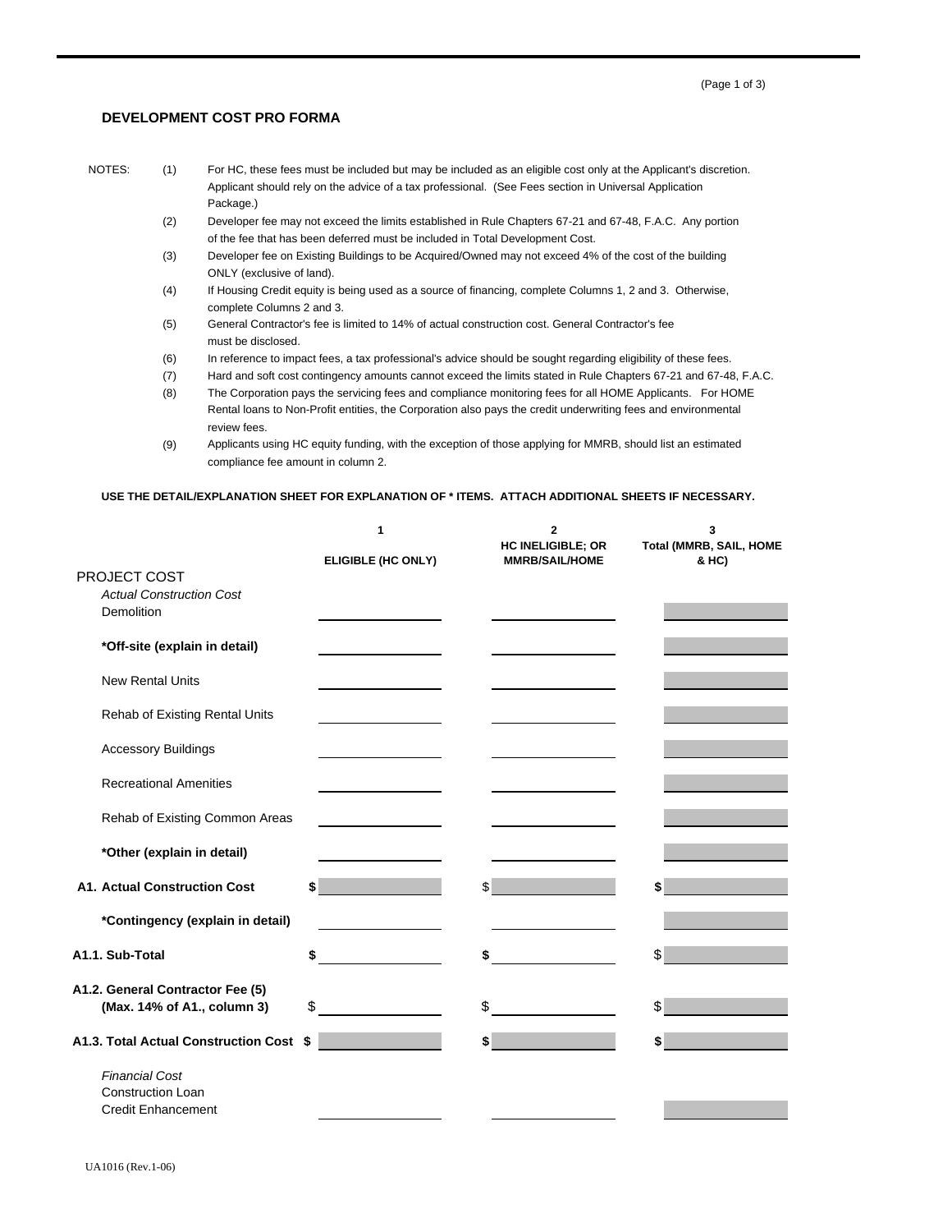## DEVELOPMENT COST PRO FORMA

NOTES:

(1) For HC, these fees must be included but may be included as an eligible cost only at the Applicant's discretion. Applicant should rely on the advice of a tax professional. (See Fees section in Universal Application Package.)

(2) Developer fee may not exceed the limits established in Rule Chapters 67-21 and 67-48, F.A.C. Any portion of the fee that has been deferred must be included in Total Development Cost.

(3) Developer fee on Existing Buildings to be Acquired/Owned may not exceed 4% of the cost of the building ONLY (exclusive of land).

(4) If Housing Credit equity is being used as a source of financing, complete Columns 1, 2 and 3. Otherwise, complete Columns 2 and 3.

(5) General Contractor's fee is limited to 14% of actual construction cost. General Contractor's fee must be disclosed.

(6) In reference to impact fees, a tax professional's advice should be sought regarding eligibility of these fees.

(7) Hard and soft cost contingency amounts cannot exceed the limits stated in Rule Chapters 67-21 and 67-48, F.A.C.

(8) The Corporation pays the servicing fees and compliance monitoring fees for all HOME Applicants. For HOME Rental loans to Non-Profit entities, the Corporation also pays the credit underwriting fees and environmental review fees.

(9) Applicants using HC equity funding, with the exception of those applying for MMRB, should list an estimated compliance fee amount in column 2.

**USE THE DETAIL/EXPLANATION SHEET FOR EXPLANATION OF * ITEMS. ATTACH ADDITIONAL SHEETS IF NECESSARY.**

| | 1<br>ELIGIBLE (HC ONLY) | 2<br>HC INELIGIBLE; OR MMRB/SAIL/HOME | 3<br>Total (MMRB, SAIL, HOME & HC) |
|---|---|---|---|
| PROJECT COST | | | |
| *Actual Construction Cost* | | | |
| Demolition | | | |
| **\*Off-site (explain in detail)** | | | |
| New Rental Units | | | |
| Rehab of Existing Rental Units | | | |
| Accessory Buildings | | | |
| Recreational Amenities | | | |
| Rehab of Existing Common Areas | | | |
| **\*Other (explain in detail)** | | | |
| **A1. Actual Construction Cost** | $ | $ | $ |
| **\*Contingency (explain in detail)** | | | |
| **A1.1. Sub-Total** | $ | $ | $ |
| **A1.2. General Contractor Fee (5) (Max. 14% of A1., column 3)** | $ | $ | $ |
| **A1.3. Total Actual Construction Cost** | $ | $ | $ |
| *Financial Cost* | | | |
| Construction Loan | | | |
| Credit Enhancement | | | |

UA1016 (Rev.1-06)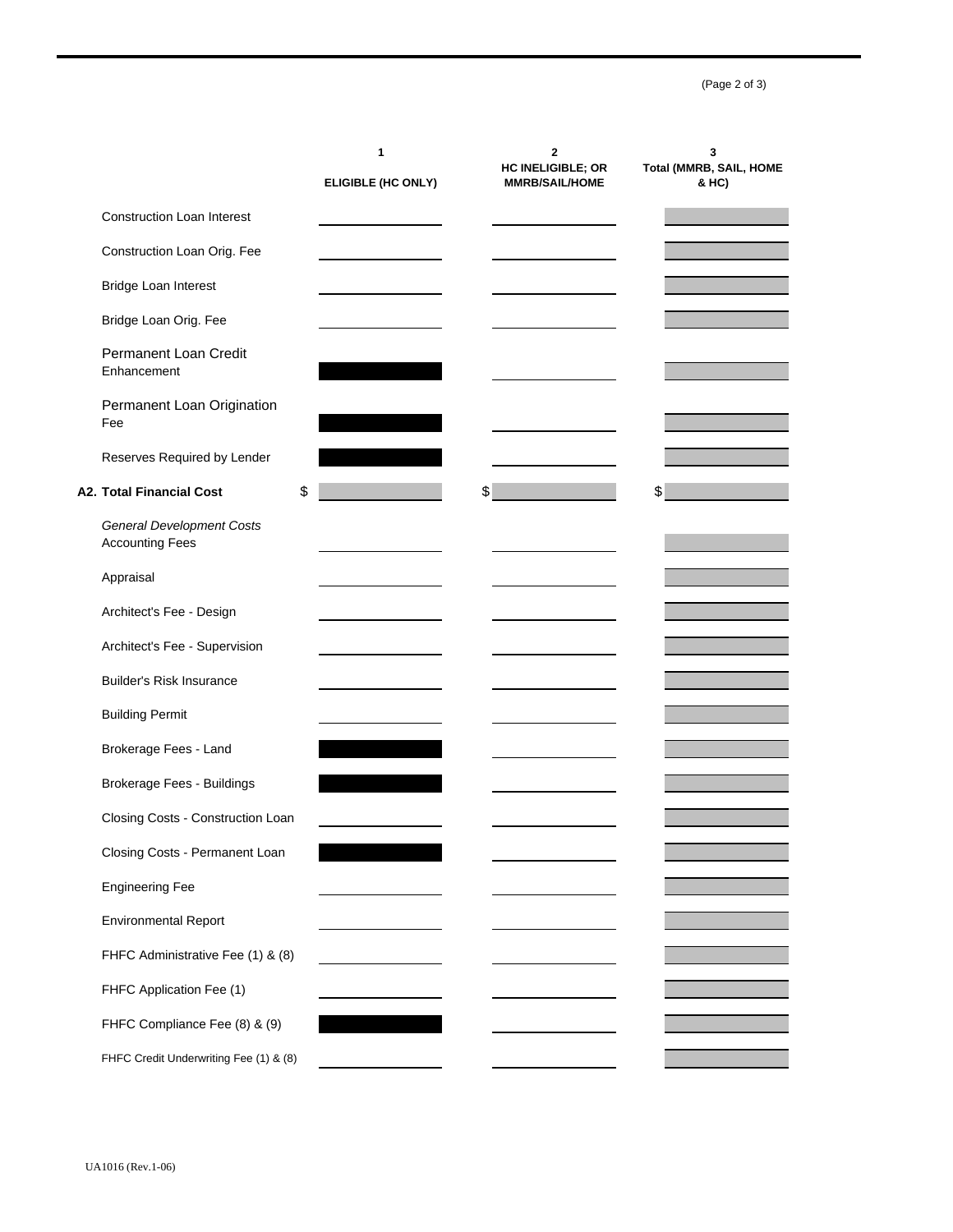| | 1<br>ELIGIBLE (HC ONLY) | 2<br>HC INELIGIBLE; OR MMRB/SAIL/HOME | 3<br>Total (MMRB, SAIL, HOME & HC) |
|---|---|---|---|
| Construction Loan Interest | | | |
| Construction Loan Orig. Fee | | | |
| Bridge Loan Interest | | | |
| Bridge Loan Orig. Fee | | | |
| Permanent Loan Credit Enhancement | | | |
| Permanent Loan Origination Fee | | | |
| Reserves Required by Lender | | | |
| **A2. Total Financial Cost** | $ | $ | $ |
| *General Development Costs* | | | |
| Accounting Fees | | | |
| Appraisal | | | |
| Architect's Fee - Design | | | |
| Architect's Fee - Supervision | | | |
| Builder's Risk Insurance | | | |
| Building Permit | | | |
| Brokerage Fees - Land | | | |
| Brokerage Fees - Buildings | | | |
| Closing Costs - Construction Loan | | | |
| Closing Costs - Permanent Loan | | | |
| Engineering Fee | | | |
| Environmental Report | | | |
| FHFC Administrative Fee (1) & (8) | | | |
| FHFC Application Fee (1) | | | |
| FHFC Compliance Fee (8) & (9) | | | |
| FHFC Credit Underwriting Fee (1) & (8) | | | |

UA1016 (Rev.1-06)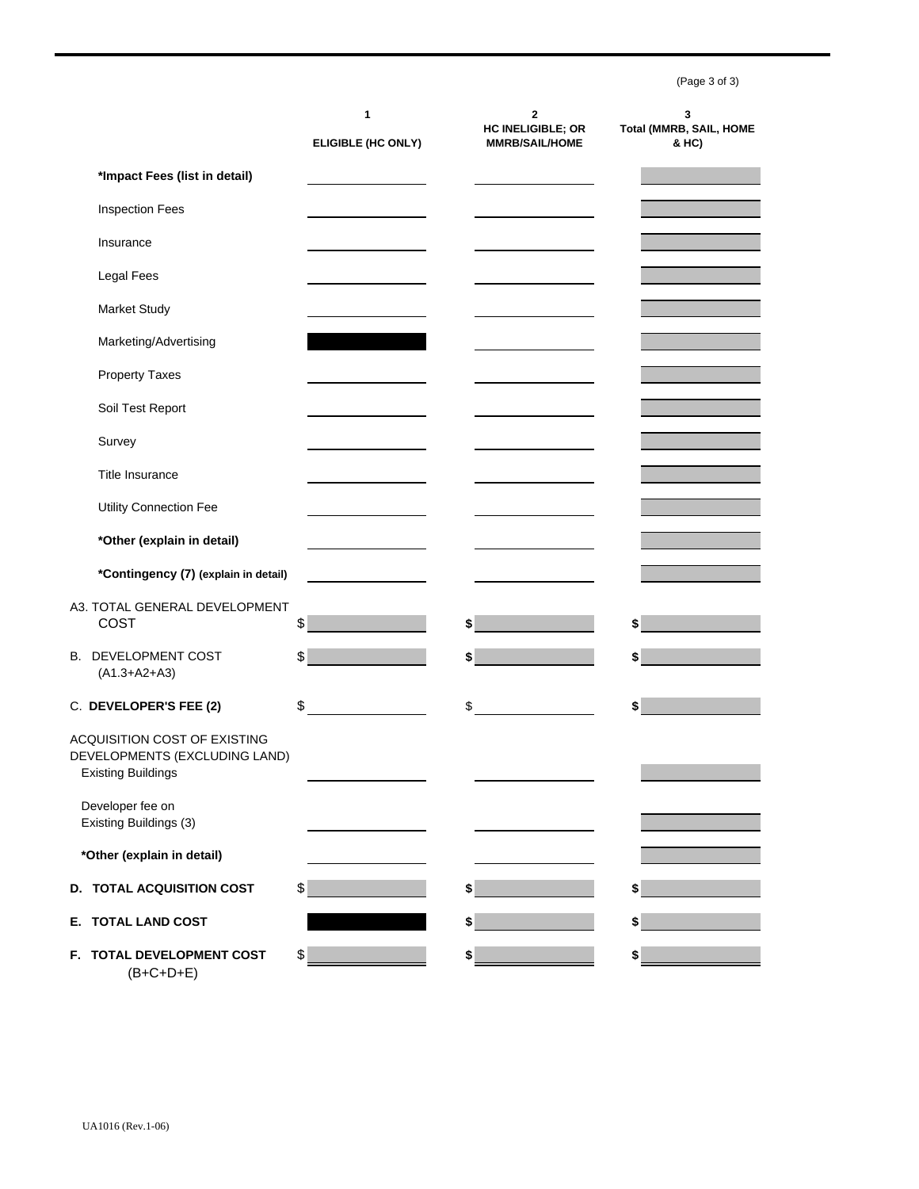| | 1<br>ELIGIBLE (HC ONLY) | 2<br>HC INELIGIBLE; OR MMRB/SAIL/HOME | 3<br>Total (MMRB, SAIL, HOME & HC) |
|---|---|---|---|
| **\*Impact Fees (list in detail)** | | | |
| Inspection Fees | | | |
| Insurance | | | |
| Legal Fees | | | |
| Market Study | | | |
| Marketing/Advertising | | | |
| Property Taxes | | | |
| Soil Test Report | | | |
| Survey | | | |
| Title Insurance | | | |
| Utility Connection Fee | | | |
| **\*Other (explain in detail)** | | | |
| **\*Contingency (7) (explain in detail)** | | | |
| A3. TOTAL GENERAL DEVELOPMENT COST | $ | $ | $ |
| B. DEVELOPMENT COST (A1.3+A2+A3) | $ | $ | $ |
| C. **DEVELOPER'S FEE (2)** | $ | $ | $ |
| ACQUISITION COST OF EXISTING DEVELOPMENTS (EXCLUDING LAND) Existing Buildings | | | |
| Developer fee on Existing Buildings (3) | | | |
| **\*Other (explain in detail)** | | | |
| **D. TOTAL ACQUISITION COST** | $ | $ | $ |
| **E. TOTAL LAND COST** | | $ | $ |
| **F. TOTAL DEVELOPMENT COST** (B+C+D+E) | $ | $ | $ |

UA1016 (Rev.1-06)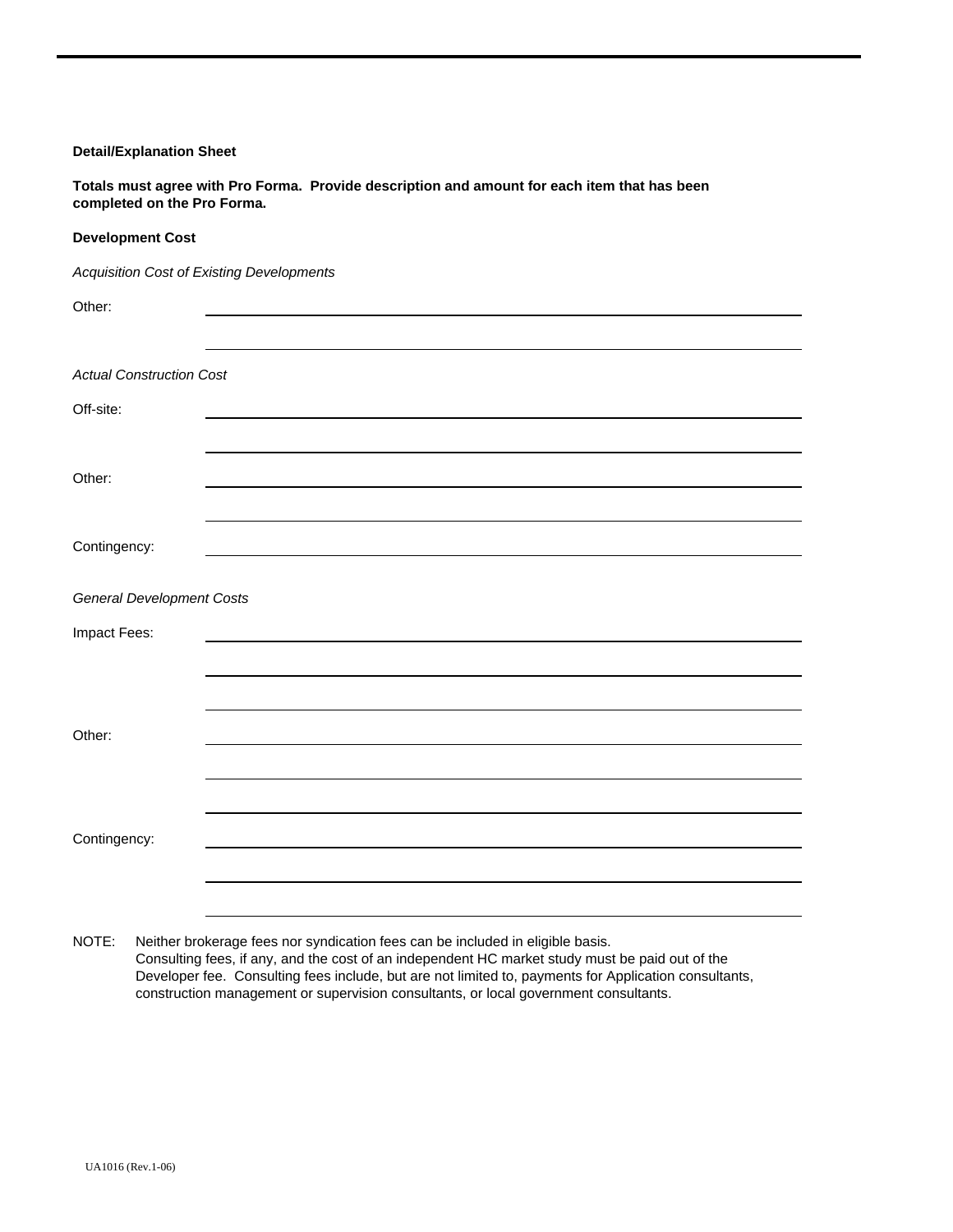**Detail/Explanation Sheet**

**Totals must agree with Pro Forma. Provide description and amount for each item that has been completed on the Pro Forma.**

**Development Cost**

*Acquisition Cost of Existing Developments*

Other: \_\_\_\_\_\_\_\_\_\_\_\_\_\_\_\_\_\_\_\_\_\_\_\_\_\_\_\_\_\_\_\_\_\_\_\_\_\_\_\_\_\_\_\_\_\_\_\_

\_\_\_\_\_\_\_\_\_\_\_\_\_\_\_\_\_\_\_\_\_\_\_\_\_\_\_\_\_\_\_\_\_\_\_\_\_\_\_\_\_\_\_\_\_\_\_\_

*Actual Construction Cost*

Off-site: \_\_\_\_\_\_\_\_\_\_\_\_\_\_\_\_\_\_\_\_\_\_\_\_\_\_\_\_\_\_\_\_\_\_\_\_\_\_\_\_\_\_\_\_\_\_\_\_

\_\_\_\_\_\_\_\_\_\_\_\_\_\_\_\_\_\_\_\_\_\_\_\_\_\_\_\_\_\_\_\_\_\_\_\_\_\_\_\_\_\_\_\_\_\_\_\_

Other: \_\_\_\_\_\_\_\_\_\_\_\_\_\_\_\_\_\_\_\_\_\_\_\_\_\_\_\_\_\_\_\_\_\_\_\_\_\_\_\_\_\_\_\_\_\_\_\_

\_\_\_\_\_\_\_\_\_\_\_\_\_\_\_\_\_\_\_\_\_\_\_\_\_\_\_\_\_\_\_\_\_\_\_\_\_\_\_\_\_\_\_\_\_\_\_\_

Contingency: \_\_\_\_\_\_\_\_\_\_\_\_\_\_\_\_\_\_\_\_\_\_\_\_\_\_\_\_\_\_\_\_\_\_\_\_\_\_\_\_\_\_\_\_\_\_\_\_

*General Development Costs*

Impact Fees: \_\_\_\_\_\_\_\_\_\_\_\_\_\_\_\_\_\_\_\_\_\_\_\_\_\_\_\_\_\_\_\_\_\_\_\_\_\_\_\_\_\_\_\_\_\_\_\_

\_\_\_\_\_\_\_\_\_\_\_\_\_\_\_\_\_\_\_\_\_\_\_\_\_\_\_\_\_\_\_\_\_\_\_\_\_\_\_\_\_\_\_\_\_\_\_\_

\_\_\_\_\_\_\_\_\_\_\_\_\_\_\_\_\_\_\_\_\_\_\_\_\_\_\_\_\_\_\_\_\_\_\_\_\_\_\_\_\_\_\_\_\_\_\_\_

Other: \_\_\_\_\_\_\_\_\_\_\_\_\_\_\_\_\_\_\_\_\_\_\_\_\_\_\_\_\_\_\_\_\_\_\_\_\_\_\_\_\_\_\_\_\_\_\_\_

\_\_\_\_\_\_\_\_\_\_\_\_\_\_\_\_\_\_\_\_\_\_\_\_\_\_\_\_\_\_\_\_\_\_\_\_\_\_\_\_\_\_\_\_\_\_\_\_

\_\_\_\_\_\_\_\_\_\_\_\_\_\_\_\_\_\_\_\_\_\_\_\_\_\_\_\_\_\_\_\_\_\_\_\_\_\_\_\_\_\_\_\_\_\_\_\_

Contingency: \_\_\_\_\_\_\_\_\_\_\_\_\_\_\_\_\_\_\_\_\_\_\_\_\_\_\_\_\_\_\_\_\_\_\_\_\_\_\_\_\_\_\_\_\_\_\_\_

\_\_\_\_\_\_\_\_\_\_\_\_\_\_\_\_\_\_\_\_\_\_\_\_\_\_\_\_\_\_\_\_\_\_\_\_\_\_\_\_\_\_\_\_\_\_\_\_

\_\_\_\_\_\_\_\_\_\_\_\_\_\_\_\_\_\_\_\_\_\_\_\_\_\_\_\_\_\_\_\_\_\_\_\_\_\_\_\_\_\_\_\_\_\_\_\_

NOTE: Neither brokerage fees nor syndication fees can be included in eligible basis. Consulting fees, if any, and the cost of an independent HC market study must be paid out of the Developer fee. Consulting fees include, but are not limited to, payments for Application consultants, construction management or supervision consultants, or local government consultants.

UA1016 (Rev.1-06)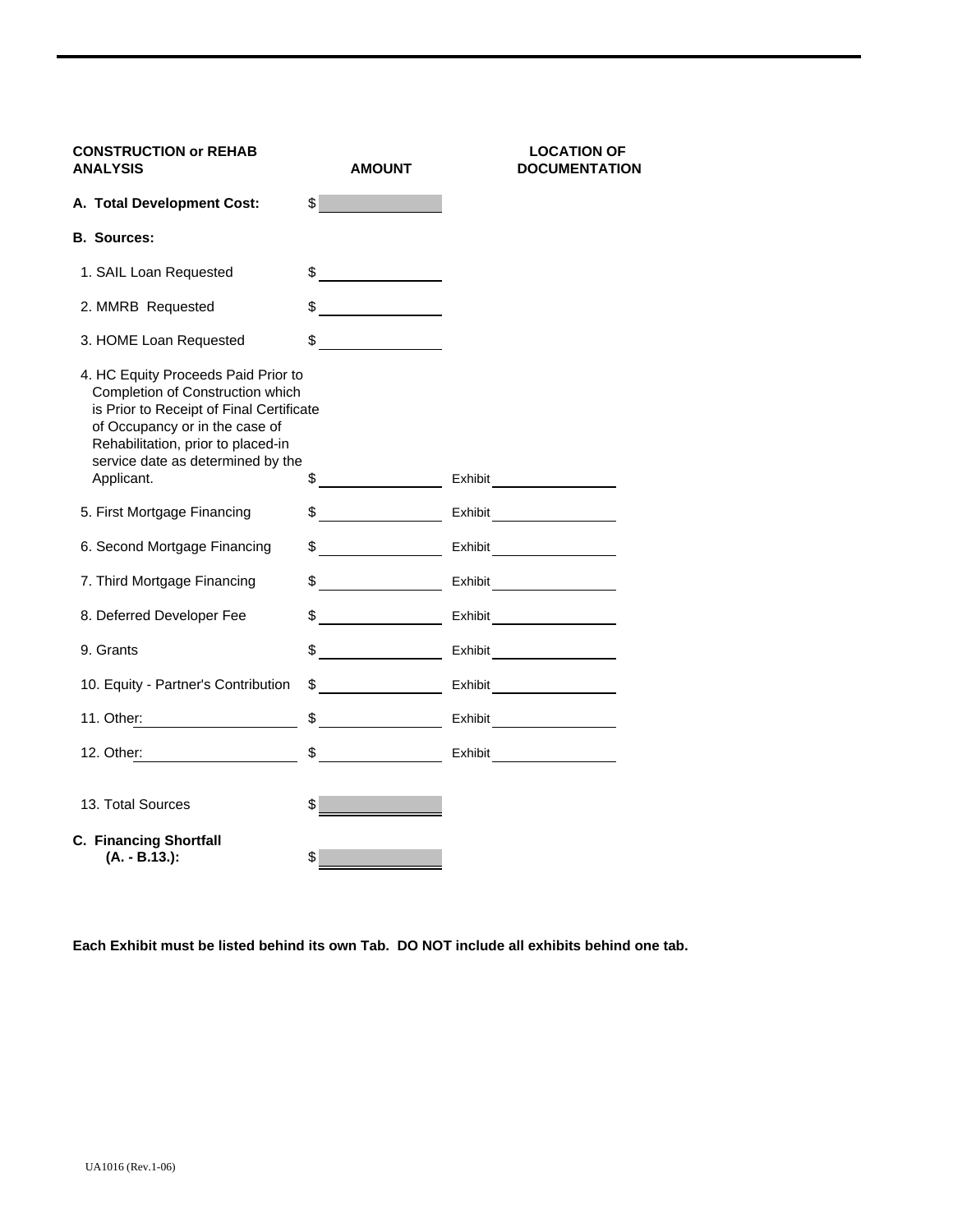| CONSTRUCTION or REHAB ANALYSIS | AMOUNT | LOCATION OF DOCUMENTATION |
|---|---|---|
| **A. Total Development Cost:** | $ | |
| **B. Sources:** | | |
| 1. SAIL Loan Requested | $ | |
| 2. MMRB Requested | $ | |
| 3. HOME Loan Requested | $ | |
| 4. HC Equity Proceeds Paid Prior to Completion of Construction which is Prior to Receipt of Final Certificate of Occupancy or in the case of Rehabilitation, prior to placed-in service date as determined by the Applicant. | $ | Exhibit |
| 5. First Mortgage Financing | $ | Exhibit |
| 6. Second Mortgage Financing | $ | Exhibit |
| 7. Third Mortgage Financing | $ | Exhibit |
| 8. Deferred Developer Fee | $ | Exhibit |
| 9. Grants | $ | Exhibit |
| 10. Equity - Partner's Contribution | $ | Exhibit |
| 11. Other: | $ | Exhibit |
| 12. Other: | $ | Exhibit |
| 13. Total Sources | $ | |
| **C. Financing Shortfall (A. - B.13.):** | $ | |

**Each Exhibit must be listed behind its own Tab. DO NOT include all exhibits behind one tab.**

UA1016 (Rev.1-06)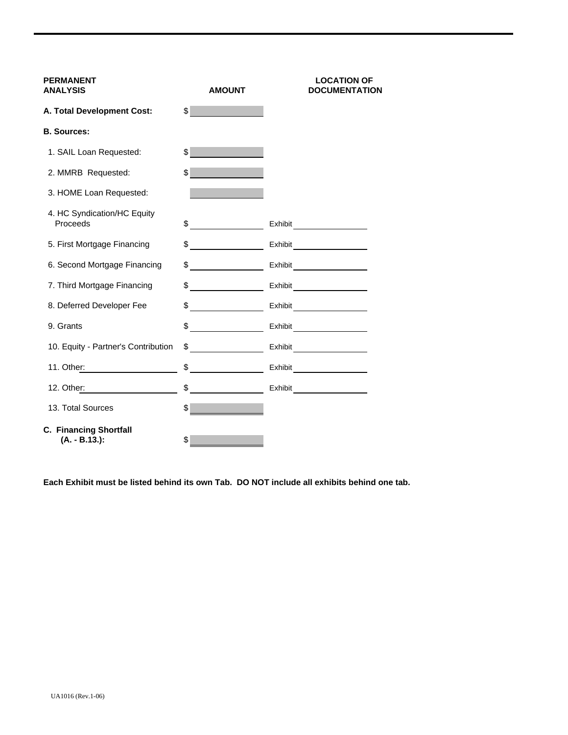| PERMANENT ANALYSIS | AMOUNT | LOCATION OF DOCUMENTATION |
|---|---|---|
| **A. Total Development Cost:** | $ | |
| **B. Sources:** | | |
| 1. SAIL Loan Requested: | $ | |
| 2. MMRB Requested: | $ | |
| 3. HOME Loan Requested: | | |
| 4. HC Syndication/HC Equity Proceeds | $ | Exhibit |
| 5. First Mortgage Financing | $ | Exhibit |
| 6. Second Mortgage Financing | $ | Exhibit |
| 7. Third Mortgage Financing | $ | Exhibit |
| 8. Deferred Developer Fee | $ | Exhibit |
| 9. Grants | $ | Exhibit |
| 10. Equity - Partner's Contribution | $ | Exhibit |
| 11. Other: | $ | Exhibit |
| 12. Other: | $ | Exhibit |
| 13. Total Sources | $ | |
| **C. Financing Shortfall (A. - B.13.):** | $ | |

**Each Exhibit must be listed behind its own Tab. DO NOT include all exhibits behind one tab.**

UA1016 (Rev.1-06)